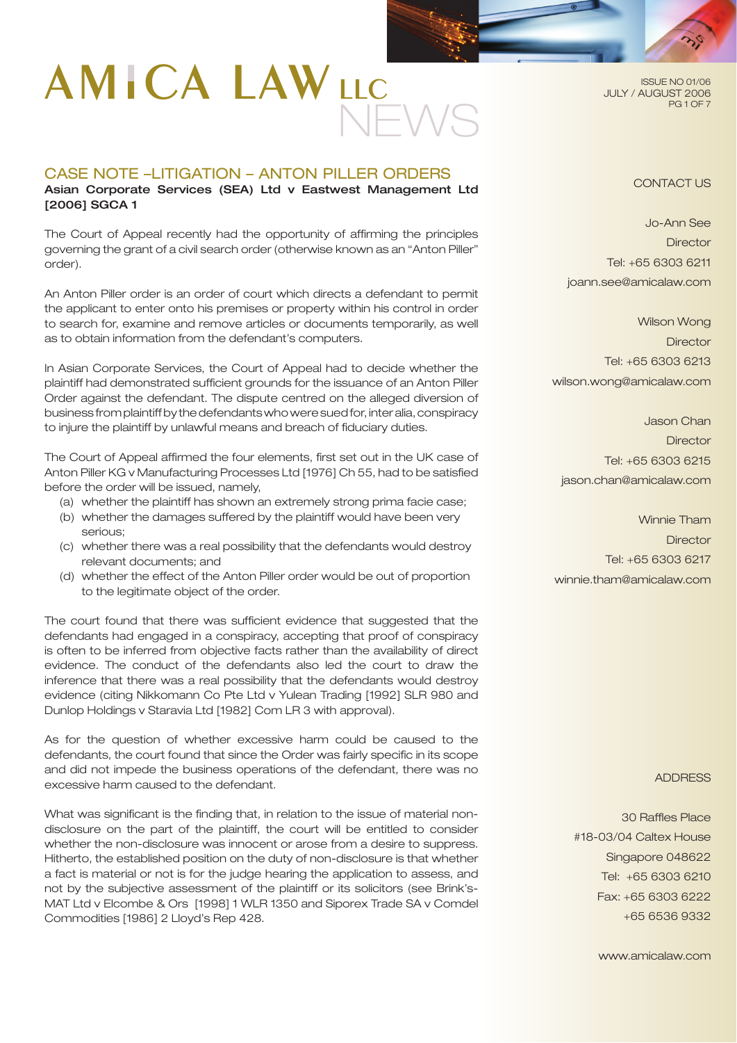# AMICA LAW LLC NEWS

ISSUE NO 01/06
JULY / AUGUST 2006

## CASE NOTE –LITIGATION – ANTON PILLER ORDERS

**Asian Corporate Services (SEA) Ltd v Eastwest Management Ltd [2006] SGCA 1**

The Court of Appeal recently had the opportunity of affirming the principles governing the grant of a civil search order (otherwise known as an "Anton Piller" order).

An Anton Piller order is an order of court which directs a defendant to permit the applicant to enter onto his premises or property within his control in order to search for, examine and remove articles or documents temporarily, as well as to obtain information from the defendant's computers.

In Asian Corporate Services, the Court of Appeal had to decide whether the plaintiff had demonstrated sufficient grounds for the issuance of an Anton Piller Order against the defendant. The dispute centred on the alleged diversion of business from plaintiff by the defendants who were sued for, inter alia, conspiracy to injure the plaintiff by unlawful means and breach of fiduciary duties.

The Court of Appeal affirmed the four elements, first set out in the UK case of Anton Piller KG v Manufacturing Processes Ltd [1976] Ch 55, had to be satisfied before the order will be issued, namely,

(a) whether the plaintiff has shown an extremely strong prima facie case;
(b) whether the damages suffered by the plaintiff would have been very serious;
(c) whether there was a real possibility that the defendants would destroy relevant documents; and
(d) whether the effect of the Anton Piller order would be out of proportion to the legitimate object of the order.

The court found that there was sufficient evidence that suggested that the defendants had engaged in a conspiracy, accepting that proof of conspiracy is often to be inferred from objective facts rather than the availability of direct evidence. The conduct of the defendants also led the court to draw the inference that there was a real possibility that the defendants would destroy evidence (citing Nikkomann Co Pte Ltd v Yulean Trading [1992] SLR 980 and Dunlop Holdings v Staravia Ltd [1982] Com LR 3 with approval).

As for the question of whether excessive harm could be caused to the defendants, the court found that since the Order was fairly specific in its scope and did not impede the business operations of the defendant, there was no excessive harm caused to the defendant.

What was significant is the finding that, in relation to the issue of material non-disclosure on the part of the plaintiff, the court will be entitled to consider whether the non-disclosure was innocent or arose from a desire to suppress. Hitherto, the established position on the duty of non-disclosure is that whether a fact is material or not is for the judge hearing the application to assess, and not by the subjective assessment of the plaintiff or its solicitors (see Brink's-MAT Ltd v Elcombe & Ors [1998] 1 WLR 1350 and Siporex Trade SA v Comdel Commodities [1986] 2 Lloyd's Rep 428.

CONTACT US

Jo-Ann See
Director
Tel: +65 6303 6211
joann.see@amicalaw.com

Wilson Wong
Director
Tel: +65 6303 6213
wilson.wong@amicalaw.com

Jason Chan
Director
Tel: +65 6303 6215
jason.chan@amicalaw.com

Winnie Tham
Director
Tel: +65 6303 6217
winnie.tham@amicalaw.com

ADDRESS

30 Raffles Place
#18-03/04 Caltex House
Singapore 048622
Tel: +65 6303 6210
Fax: +65 6303 6222
+65 6536 9332

www.amicalaw.com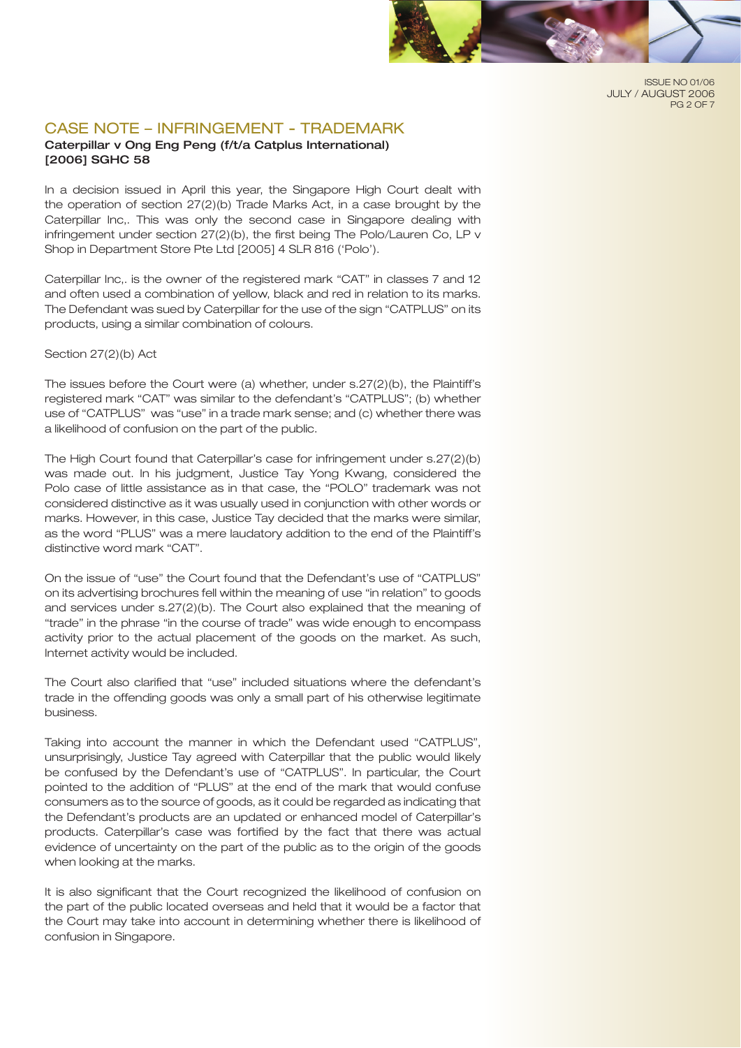## CASE NOTE – INFRINGEMENT - TRADEMARK

**Caterpillar v Ong Eng Peng (f/t/a Catplus International) [2006] SGHC 58**

In a decision issued in April this year, the Singapore High Court dealt with the operation of section 27(2)(b) Trade Marks Act, in a case brought by the Caterpillar Inc,. This was only the second case in Singapore dealing with infringement under section 27(2)(b), the first being The Polo/Lauren Co, LP v Shop in Department Store Pte Ltd [2005] 4 SLR 816 ('Polo').

Caterpillar Inc,. is the owner of the registered mark "CAT" in classes 7 and 12 and often used a combination of yellow, black and red in relation to its marks. The Defendant was sued by Caterpillar for the use of the sign "CATPLUS" on its products, using a similar combination of colours.

Section 27(2)(b) Act

The issues before the Court were (a) whether, under s.27(2)(b), the Plaintiff's registered mark "CAT" was similar to the defendant's "CATPLUS"; (b) whether use of "CATPLUS" was "use" in a trade mark sense; and (c) whether there was a likelihood of confusion on the part of the public.

The High Court found that Caterpillar's case for infringement under s.27(2)(b) was made out. In his judgment, Justice Tay Yong Kwang, considered the Polo case of little assistance as in that case, the "POLO" trademark was not considered distinctive as it was usually used in conjunction with other words or marks. However, in this case, Justice Tay decided that the marks were similar, as the word "PLUS" was a mere laudatory addition to the end of the Plaintiff's distinctive word mark "CAT".

On the issue of "use" the Court found that the Defendant's use of "CATPLUS" on its advertising brochures fell within the meaning of use "in relation" to goods and services under s.27(2)(b). The Court also explained that the meaning of "trade" in the phrase "in the course of trade" was wide enough to encompass activity prior to the actual placement of the goods on the market. As such, Internet activity would be included.

The Court also clarified that "use" included situations where the defendant's trade in the offending goods was only a small part of his otherwise legitimate business.

Taking into account the manner in which the Defendant used "CATPLUS", unsurprisingly, Justice Tay agreed with Caterpillar that the public would likely be confused by the Defendant's use of "CATPLUS". In particular, the Court pointed to the addition of "PLUS" at the end of the mark that would confuse consumers as to the source of goods, as it could be regarded as indicating that the Defendant's products are an updated or enhanced model of Caterpillar's products. Caterpillar's case was fortified by the fact that there was actual evidence of uncertainty on the part of the public as to the origin of the goods when looking at the marks.

It is also significant that the Court recognized the likelihood of confusion on the part of the public located overseas and held that it would be a factor that the Court may take into account in determining whether there is likelihood of confusion in Singapore.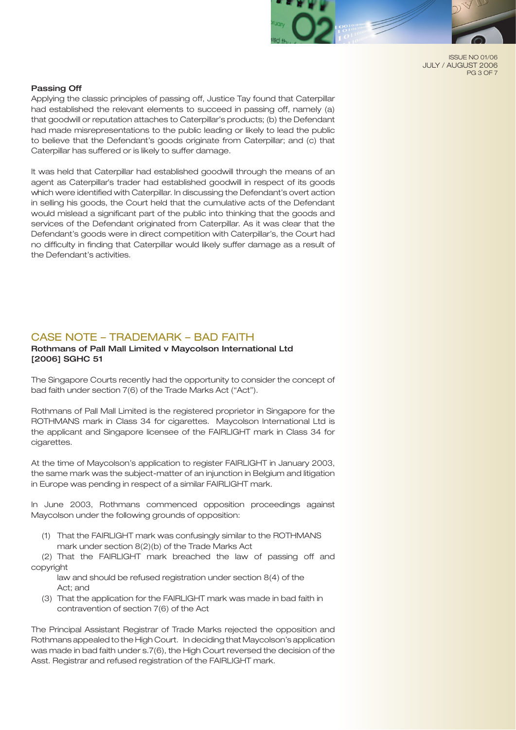**Passing Off**

Applying the classic principles of passing off, Justice Tay found that Caterpillar had established the relevant elements to succeed in passing off, namely (a) that goodwill or reputation attaches to Caterpillar's products; (b) the Defendant had made misrepresentations to the public leading or likely to lead the public to believe that the Defendant's goods originate from Caterpillar; and (c) that Caterpillar has suffered or is likely to suffer damage.

It was held that Caterpillar had established goodwill through the means of an agent as Caterpillar's trader had established goodwill in respect of its goods which were identified with Caterpillar. In discussing the Defendant's overt action in selling his goods, the Court held that the cumulative acts of the Defendant would mislead a significant part of the public into thinking that the goods and services of the Defendant originated from Caterpillar. As it was clear that the Defendant's goods were in direct competition with Caterpillar's, the Court had no difficulty in finding that Caterpillar would likely suffer damage as a result of the Defendant's activities.

## CASE NOTE – TRADEMARK – BAD FAITH

**Rothmans of Pall Mall Limited v Maycolson International Ltd [2006] SGHC 51**

The Singapore Courts recently had the opportunity to consider the concept of bad faith under section 7(6) of the Trade Marks Act ("Act").

Rothmans of Pall Mall Limited is the registered proprietor in Singapore for the ROTHMANS mark in Class 34 for cigarettes. Maycolson International Ltd is the applicant and Singapore licensee of the FAIRLIGHT mark in Class 34 for cigarettes.

At the time of Maycolson's application to register FAIRLIGHT in January 2003, the same mark was the subject-matter of an injunction in Belgium and litigation in Europe was pending in respect of a similar FAIRLIGHT mark.

In June 2003, Rothmans commenced opposition proceedings against Maycolson under the following grounds of opposition:

(1) That the FAIRLIGHT mark was confusingly similar to the ROTHMANS mark under section 8(2)(b) of the Trade Marks Act

(2) That the FAIRLIGHT mark breached the law of passing off and copyright law and should be refused registration under section 8(4) of the Act; and

(3) That the application for the FAIRLIGHT mark was made in bad faith in contravention of section 7(6) of the Act

The Principal Assistant Registrar of Trade Marks rejected the opposition and Rothmans appealed to the High Court. In deciding that Maycolson's application was made in bad faith under s.7(6), the High Court reversed the decision of the Asst. Registrar and refused registration of the FAIRLIGHT mark.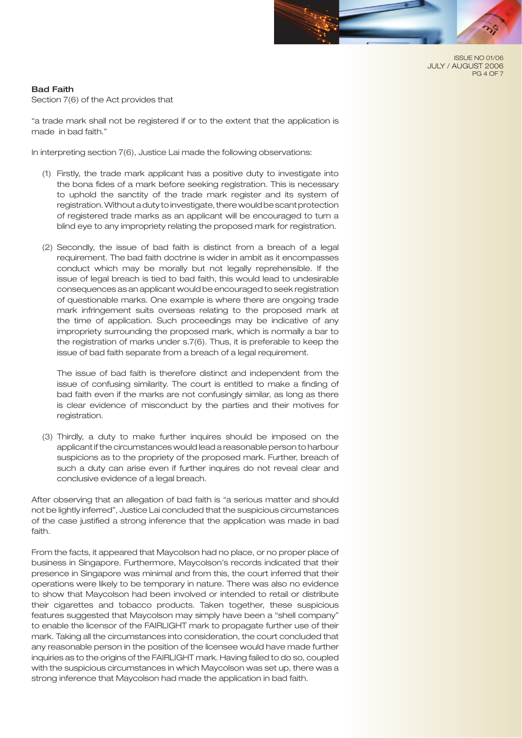### Bad Faith

Section 7(6) of the Act provides that

"a trade mark shall not be registered if or to the extent that the application is made in bad faith."

In interpreting section 7(6), Justice Lai made the following observations:

(1) Firstly, the trade mark applicant has a positive duty to investigate into the bona fides of a mark before seeking registration. This is necessary to uphold the sanctity of the trade mark register and its system of registration. Without a duty to investigate, there would be scant protection of registered trade marks as an applicant will be encouraged to turn a blind eye to any impropriety relating the proposed mark for registration.

(2) Secondly, the issue of bad faith is distinct from a breach of a legal requirement. The bad faith doctrine is wider in ambit as it encompasses conduct which may be morally but not legally reprehensible. If the issue of legal breach is tied to bad faith, this would lead to undesirable consequences as an applicant would be encouraged to seek registration of questionable marks. One example is where there are ongoing trade mark infringement suits overseas relating to the proposed mark at the time of application. Such proceedings may be indicative of any impropriety surrounding the proposed mark, which is normally a bar to the registration of marks under s.7(6). Thus, it is preferable to keep the issue of bad faith separate from a breach of a legal requirement.

    The issue of bad faith is therefore distinct and independent from the issue of confusing similarity. The court is entitled to make a finding of bad faith even if the marks are not confusingly similar, as long as there is clear evidence of misconduct by the parties and their motives for registration.

(3) Thirdly, a duty to make further inquires should be imposed on the applicant if the circumstances would lead a reasonable person to harbour suspicions as to the propriety of the proposed mark. Further, breach of such a duty can arise even if further inquires do not reveal clear and conclusive evidence of a legal breach.

After observing that an allegation of bad faith is "a serious matter and should not be lightly inferred", Justice Lai concluded that the suspicious circumstances of the case justified a strong inference that the application was made in bad faith.

From the facts, it appeared that Maycolson had no place, or no proper place of business in Singapore. Furthermore, Maycolson's records indicated that their presence in Singapore was minimal and from this, the court inferred that their operations were likely to be temporary in nature. There was also no evidence to show that Maycolson had been involved or intended to retail or distribute their cigarettes and tobacco products. Taken together, these suspicious features suggested that Maycolson may simply have been a "shell company" to enable the licensor of the FAIRLIGHT mark to propagate further use of their mark. Taking all the circumstances into consideration, the court concluded that any reasonable person in the position of the licensee would have made further inquiries as to the origins of the FAIRLIGHT mark. Having failed to do so, coupled with the suspicious circumstances in which Maycolson was set up, there was a strong inference that Maycolson had made the application in bad faith.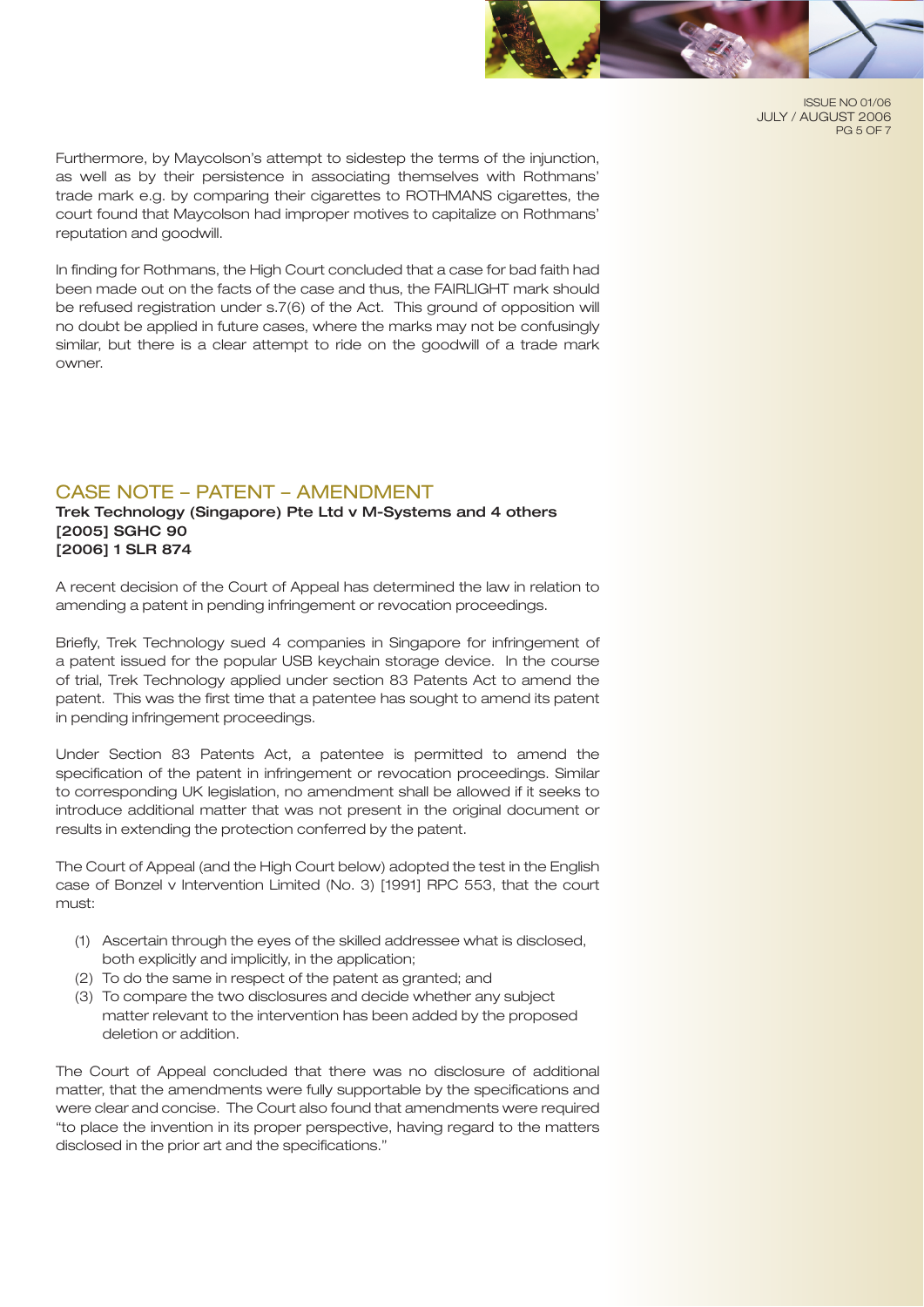Furthermore, by Maycolson's attempt to sidestep the terms of the injunction, as well as by their persistence in associating themselves with Rothmans' trade mark e.g. by comparing their cigarettes to ROTHMANS cigarettes, the court found that Maycolson had improper motives to capitalize on Rothmans' reputation and goodwill.

In finding for Rothmans, the High Court concluded that a case for bad faith had been made out on the facts of the case and thus, the FAIRLIGHT mark should be refused registration under s.7(6) of the Act. This ground of opposition will no doubt be applied in future cases, where the marks may not be confusingly similar, but there is a clear attempt to ride on the goodwill of a trade mark owner.

## CASE NOTE – PATENT – AMENDMENT

**Trek Technology (Singapore) Pte Ltd v M-Systems and 4 others**
**[2005] SGHC 90**
**[2006] 1 SLR 874**

A recent decision of the Court of Appeal has determined the law in relation to amending a patent in pending infringement or revocation proceedings.

Briefly, Trek Technology sued 4 companies in Singapore for infringement of a patent issued for the popular USB keychain storage device. In the course of trial, Trek Technology applied under section 83 Patents Act to amend the patent. This was the first time that a patentee has sought to amend its patent in pending infringement proceedings.

Under Section 83 Patents Act, a patentee is permitted to amend the specification of the patent in infringement or revocation proceedings. Similar to corresponding UK legislation, no amendment shall be allowed if it seeks to introduce additional matter that was not present in the original document or results in extending the protection conferred by the patent.

The Court of Appeal (and the High Court below) adopted the test in the English case of Bonzel v Intervention Limited (No. 3) [1991] RPC 553, that the court must:

(1) Ascertain through the eyes of the skilled addressee what is disclosed, both explicitly and implicitly, in the application;
(2) To do the same in respect of the patent as granted; and
(3) To compare the two disclosures and decide whether any subject matter relevant to the intervention has been added by the proposed deletion or addition.

The Court of Appeal concluded that there was no disclosure of additional matter, that the amendments were fully supportable by the specifications and were clear and concise. The Court also found that amendments were required "to place the invention in its proper perspective, having regard to the matters disclosed in the prior art and the specifications."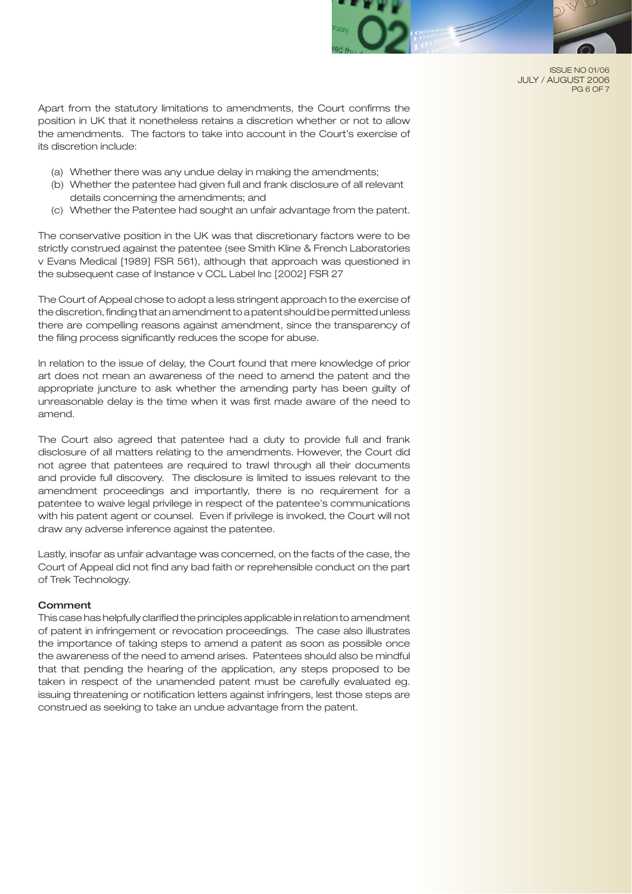Apart from the statutory limitations to amendments, the Court confirms the position in UK that it nonetheless retains a discretion whether or not to allow the amendments. The factors to take into account in the Court's exercise of its discretion include:

(a) Whether there was any undue delay in making the amendments;
(b) Whether the patentee had given full and frank disclosure of all relevant details concerning the amendments; and
(c) Whether the Patentee had sought an unfair advantage from the patent.

The conservative position in the UK was that discretionary factors were to be strictly construed against the patentee (see Smith Kline & French Laboratories v Evans Medical [1989] FSR 561), although that approach was questioned in the subsequent case of Instance v CCL Label Inc [2002] FSR 27

The Court of Appeal chose to adopt a less stringent approach to the exercise of the discretion, finding that an amendment to a patent should be permitted unless there are compelling reasons against amendment, since the transparency of the filing process significantly reduces the scope for abuse.

In relation to the issue of delay, the Court found that mere knowledge of prior art does not mean an awareness of the need to amend the patent and the appropriate juncture to ask whether the amending party has been guilty of unreasonable delay is the time when it was first made aware of the need to amend.

The Court also agreed that patentee had a duty to provide full and frank disclosure of all matters relating to the amendments. However, the Court did not agree that patentees are required to trawl through all their documents and provide full discovery. The disclosure is limited to issues relevant to the amendment proceedings and importantly, there is no requirement for a patentee to waive legal privilege in respect of the patentee's communications with his patent agent or counsel. Even if privilege is invoked, the Court will not draw any adverse inference against the patentee.

Lastly, insofar as unfair advantage was concerned, on the facts of the case, the Court of Appeal did not find any bad faith or reprehensible conduct on the part of Trek Technology.

**Comment**

This case has helpfully clarified the principles applicable in relation to amendment of patent in infringement or revocation proceedings. The case also illustrates the importance of taking steps to amend a patent as soon as possible once the awareness of the need to amend arises. Patentees should also be mindful that that pending the hearing of the application, any steps proposed to be taken in respect of the unamended patent must be carefully evaluated eg. issuing threatening or notification letters against infringers, lest those steps are construed as seeking to take an undue advantage from the patent.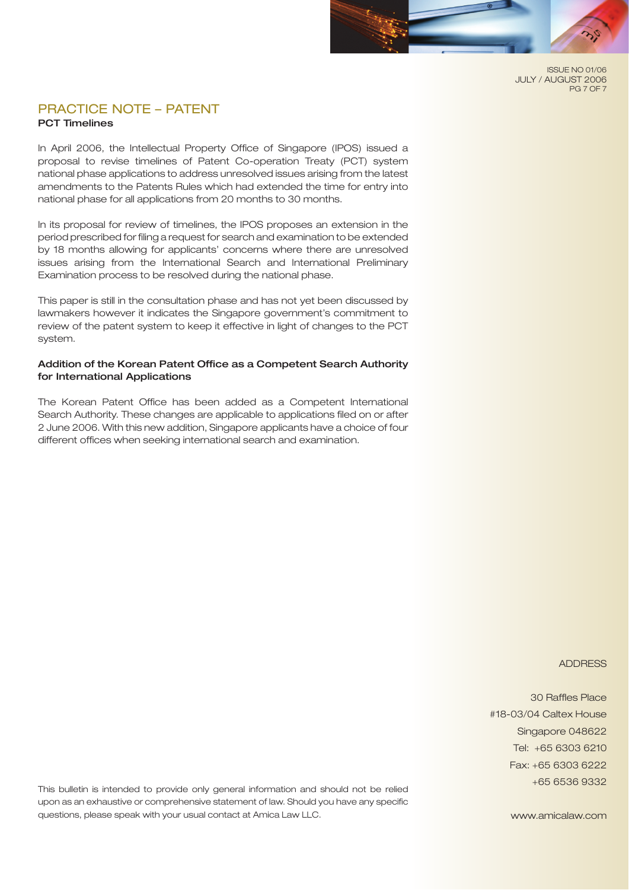## PRACTICE NOTE – PATENT

### PCT Timelines

In April 2006, the Intellectual Property Office of Singapore (IPOS) issued a proposal to revise timelines of Patent Co-operation Treaty (PCT) system national phase applications to address unresolved issues arising from the latest amendments to the Patents Rules which had extended the time for entry into national phase for all applications from 20 months to 30 months.

In its proposal for review of timelines, the IPOS proposes an extension in the period prescribed for filing a request for search and examination to be extended by 18 months allowing for applicants' concerns where there are unresolved issues arising from the International Search and International Preliminary Examination process to be resolved during the national phase.

This paper is still in the consultation phase and has not yet been discussed by lawmakers however it indicates the Singapore government's commitment to review of the patent system to keep it effective in light of changes to the PCT system.

### Addition of the Korean Patent Office as a Competent Search Authority for International Applications

The Korean Patent Office has been added as a Competent International Search Authority. These changes are applicable to applications filed on or after 2 June 2006. With this new addition, Singapore applicants have a choice of four different offices when seeking international search and examination.

This bulletin is intended to provide only general information and should not be relied upon as an exhaustive or comprehensive statement of law. Should you have any specific questions, please speak with your usual contact at Amica Law LLC.

ADDRESS

30 Raffles Place
#18-03/04 Caltex House
Singapore 048622
Tel: +65 6303 6210
Fax: +65 6303 6222
+65 6536 9332

www.amicalaw.com